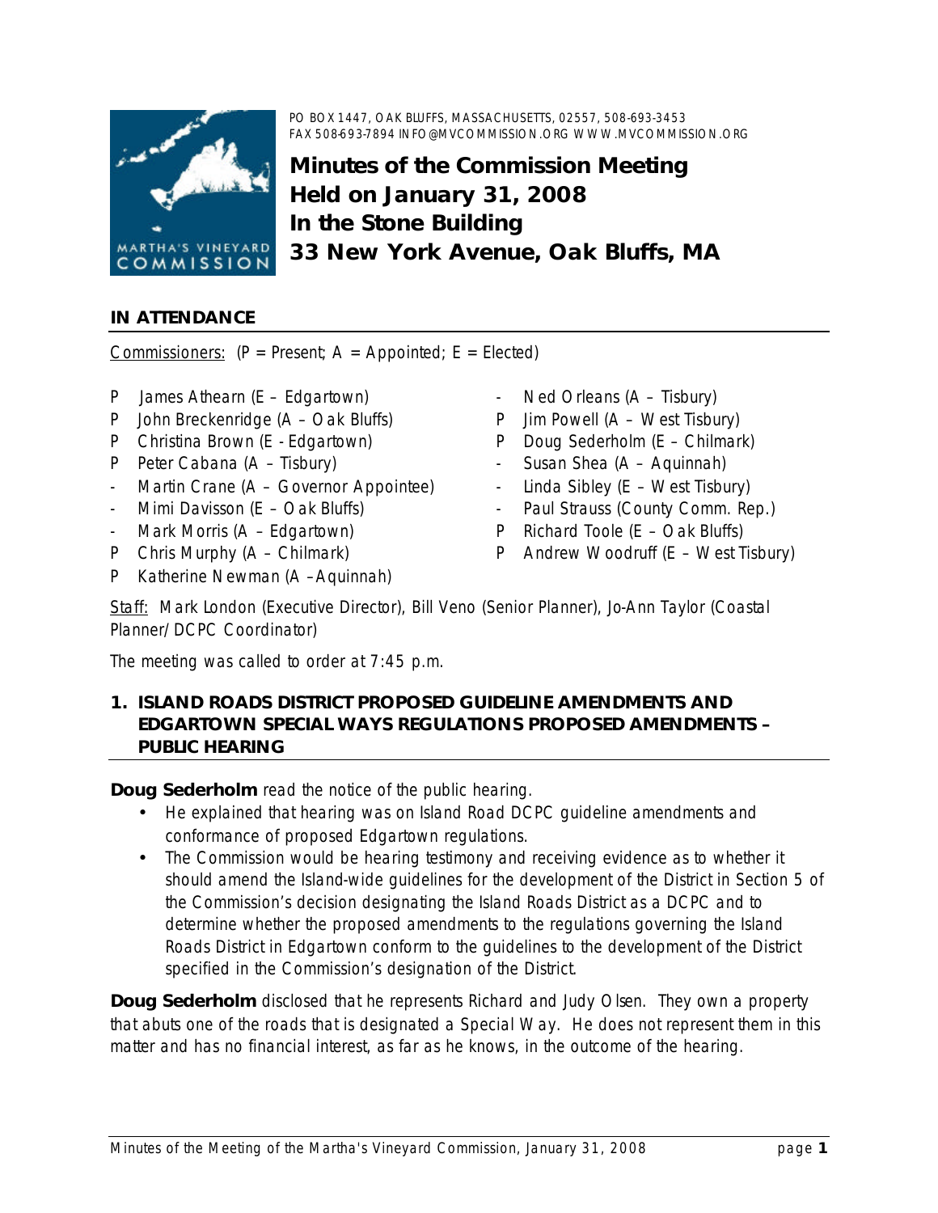PO BOX 1447, OAK BLUFFS, MASSACHUSETTS, 02557, 508-693-3453
FAX 508-693-7894 INFO@MVCOMMISSION.ORG WWW.MVCOMMISSION.ORG

# Minutes of the Commission Meeting Held on January 31, 2008 In the Stone Building 33 New York Avenue, Oak Bluffs, MA

## IN ATTENDANCE

Commissioners: (P = Present; A = Appointed; E = Elected)

- P James Athearn (E – Edgartown)
- P John Breckenridge (A – Oak Bluffs)
- P Christina Brown (E - Edgartown)
- P Peter Cabana (A – Tisbury)
- \- Martin Crane (A – Governor Appointee)
- \- Mimi Davisson (E – Oak Bluffs)
- \- Mark Morris (A – Edgartown)
- P Chris Murphy (A – Chilmark)
- P Katherine Newman (A –Aquinnah)
- \- Ned Orleans (A – Tisbury)
- P Jim Powell (A – West Tisbury)
- P Doug Sederholm (E – Chilmark)
- \- Susan Shea (A – Aquinnah)
- \- Linda Sibley (E – West Tisbury)
- \- Paul Strauss (County Comm. Rep.)
- P Richard Toole (E – Oak Bluffs)
- P Andrew Woodruff (E – West Tisbury)

Staff: Mark London (Executive Director), Bill Veno (Senior Planner), Jo-Ann Taylor (Coastal Planner/ DCPC Coordinator)

The meeting was called to order at 7:45 p.m.

## 1. ISLAND ROADS DISTRICT PROPOSED GUIDELINE AMENDMENTS AND EDGARTOWN SPECIAL WAYS REGULATIONS PROPOSED AMENDMENTS – PUBLIC HEARING

**Doug Sederholm** read the notice of the public hearing.

- He explained that hearing was on Island Road DCPC guideline amendments and conformance of proposed Edgartown regulations.
- The Commission would be hearing testimony and receiving evidence as to whether it should amend the Island-wide guidelines for the development of the District in Section 5 of the Commission's decision designating the Island Roads District as a DCPC and to determine whether the proposed amendments to the regulations governing the Island Roads District in Edgartown conform to the guidelines to the development of the District specified in the Commission's designation of the District.

**Doug Sederholm** disclosed that he represents Richard and Judy Olsen. They own a property that abuts one of the roads that is designated a Special Way. He does not represent them in this matter and has no financial interest, as far as he knows, in the outcome of the hearing.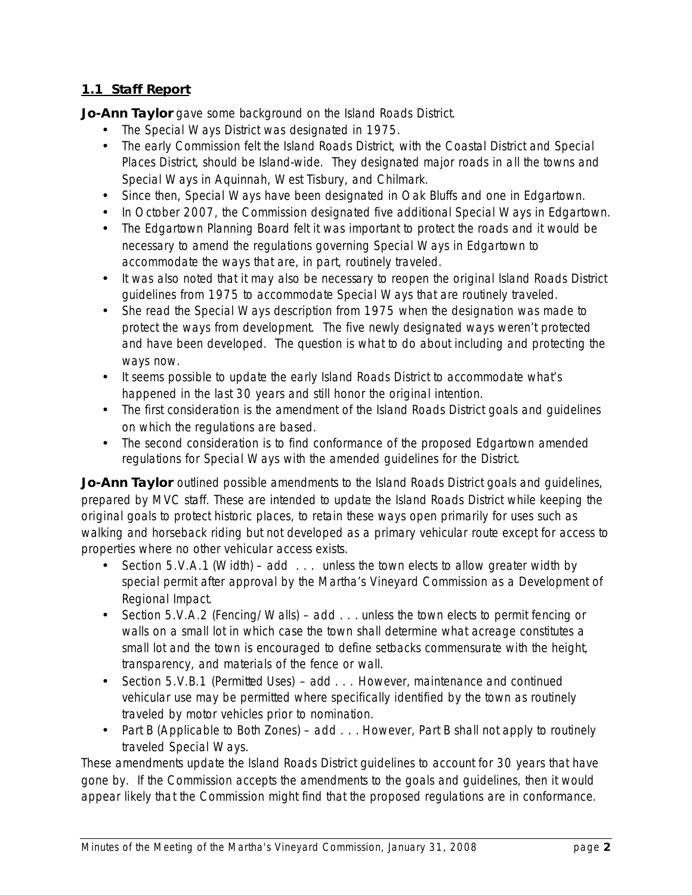## 1.1 Staff Report

**Jo-Ann Taylor** gave some background on the Island Roads District.

- The Special Ways District was designated in 1975.
- The early Commission felt the Island Roads District, with the Coastal District and Special Places District, should be Island-wide. They designated major roads in all the towns and Special Ways in Aquinnah, West Tisbury, and Chilmark.
- Since then, Special Ways have been designated in Oak Bluffs and one in Edgartown.
- In October 2007, the Commission designated five additional Special Ways in Edgartown.
- The Edgartown Planning Board felt it was important to protect the roads and it would be necessary to amend the regulations governing Special Ways in Edgartown to accommodate the ways that are, in part, routinely traveled.
- It was also noted that it may also be necessary to reopen the original Island Roads District guidelines from 1975 to accommodate Special Ways that are routinely traveled.
- She read the Special Ways description from 1975 when the designation was made to protect the ways from development. The five newly designated ways weren't protected and have been developed. The question is what to do about including and protecting the ways now.
- It seems possible to update the early Island Roads District to accommodate what's happened in the last 30 years and still honor the original intention.
- The first consideration is the amendment of the Island Roads District goals and guidelines on which the regulations are based.
- The second consideration is to find conformance of the proposed Edgartown amended regulations for Special Ways with the amended guidelines for the District.

**Jo-Ann Taylor** outlined possible amendments to the Island Roads District goals and guidelines, prepared by MVC staff. These are intended to update the Island Roads District while keeping the original goals to protect historic places, to retain these ways open primarily for uses such as walking and horseback riding but not developed as a primary vehicular route except for access to properties where no other vehicular access exists.

- Section 5.V.A.1 (Width) – add . . . unless the town elects to allow greater width by special permit after approval by the Martha's Vineyard Commission as a Development of Regional Impact.
- Section 5.V.A.2 (Fencing/Walls) – add . . . unless the town elects to permit fencing or walls on a small lot in which case the town shall determine what acreage constitutes a small lot and the town is encouraged to define setbacks commensurate with the height, transparency, and materials of the fence or wall.
- Section 5.V.B.1 (Permitted Uses) – add . . . However, maintenance and continued vehicular use may be permitted where specifically identified by the town as routinely traveled by motor vehicles prior to nomination.
- Part B (Applicable to Both Zones) – add . . . However, Part B shall not apply to routinely traveled Special Ways.

These amendments update the Island Roads District guidelines to account for 30 years that have gone by. If the Commission accepts the amendments to the goals and guidelines, then it would appear likely that the Commission might find that the proposed regulations are in conformance.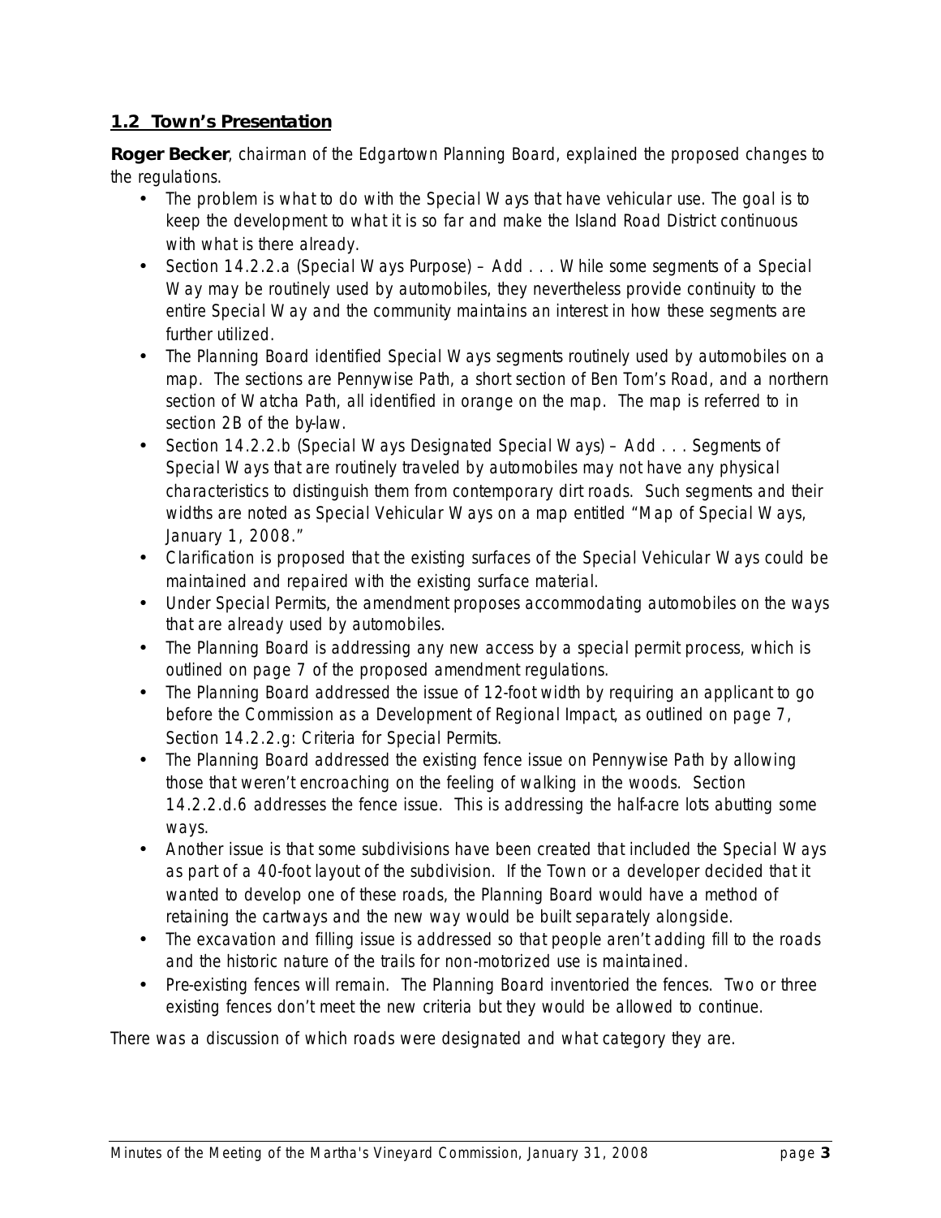## 1.2 Town's Presentation

**Roger Becker**, chairman of the Edgartown Planning Board, explained the proposed changes to the regulations.

- The problem is what to do with the Special Ways that have vehicular use. The goal is to keep the development to what it is so far and make the Island Road District continuous with what is there already.
- Section 14.2.2.a (Special Ways Purpose) – Add . . . While some segments of a Special Way may be routinely used by automobiles, they nevertheless provide continuity to the entire Special Way and the community maintains an interest in how these segments are further utilized.
- The Planning Board identified Special Ways segments routinely used by automobiles on a map. The sections are Pennywise Path, a short section of Ben Tom's Road, and a northern section of Watcha Path, all identified in orange on the map. The map is referred to in section 2B of the by-law.
- Section 14.2.2.b (Special Ways Designated Special Ways) – Add . . . Segments of Special Ways that are routinely traveled by automobiles may not have any physical characteristics to distinguish them from contemporary dirt roads. Such segments and their widths are noted as Special Vehicular Ways on a map entitled "Map of Special Ways, January 1, 2008."
- Clarification is proposed that the existing surfaces of the Special Vehicular Ways could be maintained and repaired with the existing surface material.
- Under Special Permits, the amendment proposes accommodating automobiles on the ways that are already used by automobiles.
- The Planning Board is addressing any new access by a special permit process, which is outlined on page 7 of the proposed amendment regulations.
- The Planning Board addressed the issue of 12-foot width by requiring an applicant to go before the Commission as a Development of Regional Impact, as outlined on page 7, Section 14.2.2.g: Criteria for Special Permits.
- The Planning Board addressed the existing fence issue on Pennywise Path by allowing those that weren't encroaching on the feeling of walking in the woods. Section 14.2.2.d.6 addresses the fence issue. This is addressing the half-acre lots abutting some ways.
- Another issue is that some subdivisions have been created that included the Special Ways as part of a 40-foot layout of the subdivision. If the Town or a developer decided that it wanted to develop one of these roads, the Planning Board would have a method of retaining the cartways and the new way would be built separately alongside.
- The excavation and filling issue is addressed so that people aren't adding fill to the roads and the historic nature of the trails for non-motorized use is maintained.
- Pre-existing fences will remain. The Planning Board inventoried the fences. Two or three existing fences don't meet the new criteria but they would be allowed to continue.

There was a discussion of which roads were designated and what category they are.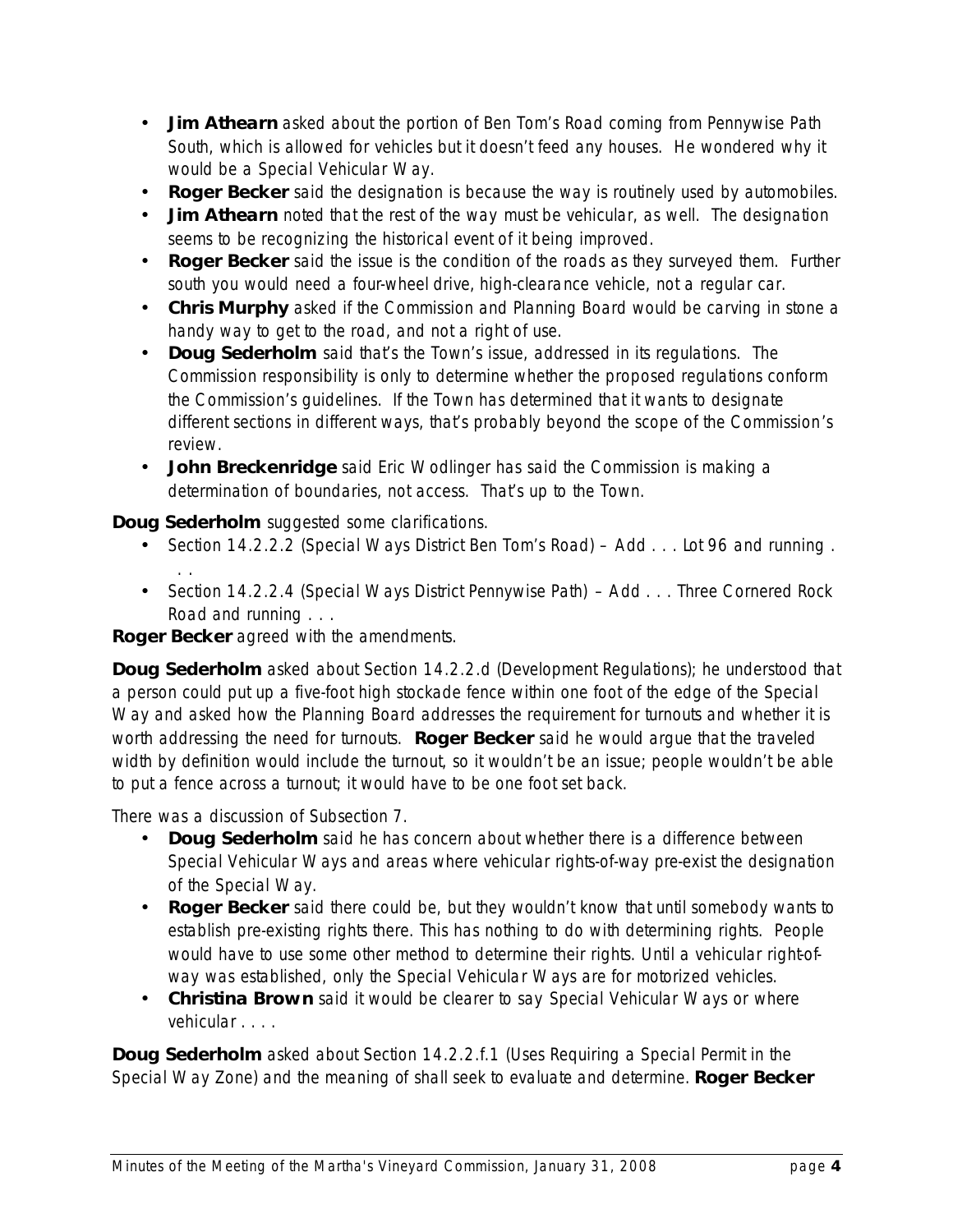- **Jim Athearn** asked about the portion of Ben Tom's Road coming from Pennywise Path South, which is allowed for vehicles but it doesn't feed any houses. He wondered why it would be a Special Vehicular Way.
- **Roger Becker** said the designation is because the way is routinely used by automobiles.
- **Jim Athearn** noted that the rest of the way must be vehicular, as well. The designation seems to be recognizing the historical event of it being improved.
- **Roger Becker** said the issue is the condition of the roads as they surveyed them. Further south you would need a four-wheel drive, high-clearance vehicle, not a regular car.
- **Chris Murphy** asked if the Commission and Planning Board would be carving in stone a handy way to get to the road, and not a right of use.
- **Doug Sederholm** said that's the Town's issue, addressed in its regulations. The Commission responsibility is only to determine whether the proposed regulations conform the Commission's guidelines. If the Town has determined that it wants to designate different sections in different ways, that's probably beyond the scope of the Commission's review.
- **John Breckenridge** said Eric Wodlinger has said the Commission is making a determination of boundaries, not access. That's up to the Town.

**Doug Sederholm** suggested some clarifications.

- Section 14.2.2.2 (Special Ways District Ben Tom's Road) – Add . . . Lot 96 and running . . .
- Section 14.2.2.4 (Special Ways District Pennywise Path) – Add . . . Three Cornered Rock Road and running . . .

**Roger Becker** agreed with the amendments.

**Doug Sederholm** asked about Section 14.2.2.d (Development Regulations); he understood that a person could put up a five-foot high stockade fence within one foot of the edge of the Special Way and asked how the Planning Board addresses the requirement for turnouts and whether it is worth addressing the need for turnouts. **Roger Becker** said he would argue that the traveled width by definition would include the turnout, so it wouldn't be an issue; people wouldn't be able to put a fence across a turnout; it would have to be one foot set back.

There was a discussion of Subsection 7.

- **Doug Sederholm** said he has concern about whether there is a difference between Special Vehicular Ways and areas where vehicular rights-of-way pre-exist the designation of the Special Way.
- **Roger Becker** said there could be, but they wouldn't know that until somebody wants to establish pre-existing rights there. This has nothing to do with determining rights. People would have to use some other method to determine their rights. Until a vehicular right-of-way was established, only the Special Vehicular Ways are for motorized vehicles.
- **Christina Brown** said it would be clearer to say Special Vehicular Ways or where vehicular . . . .

**Doug Sederholm** asked about Section 14.2.2.f.1 (Uses Requiring a Special Permit in the Special Way Zone) and the meaning of shall seek to evaluate and determine. **Roger Becker**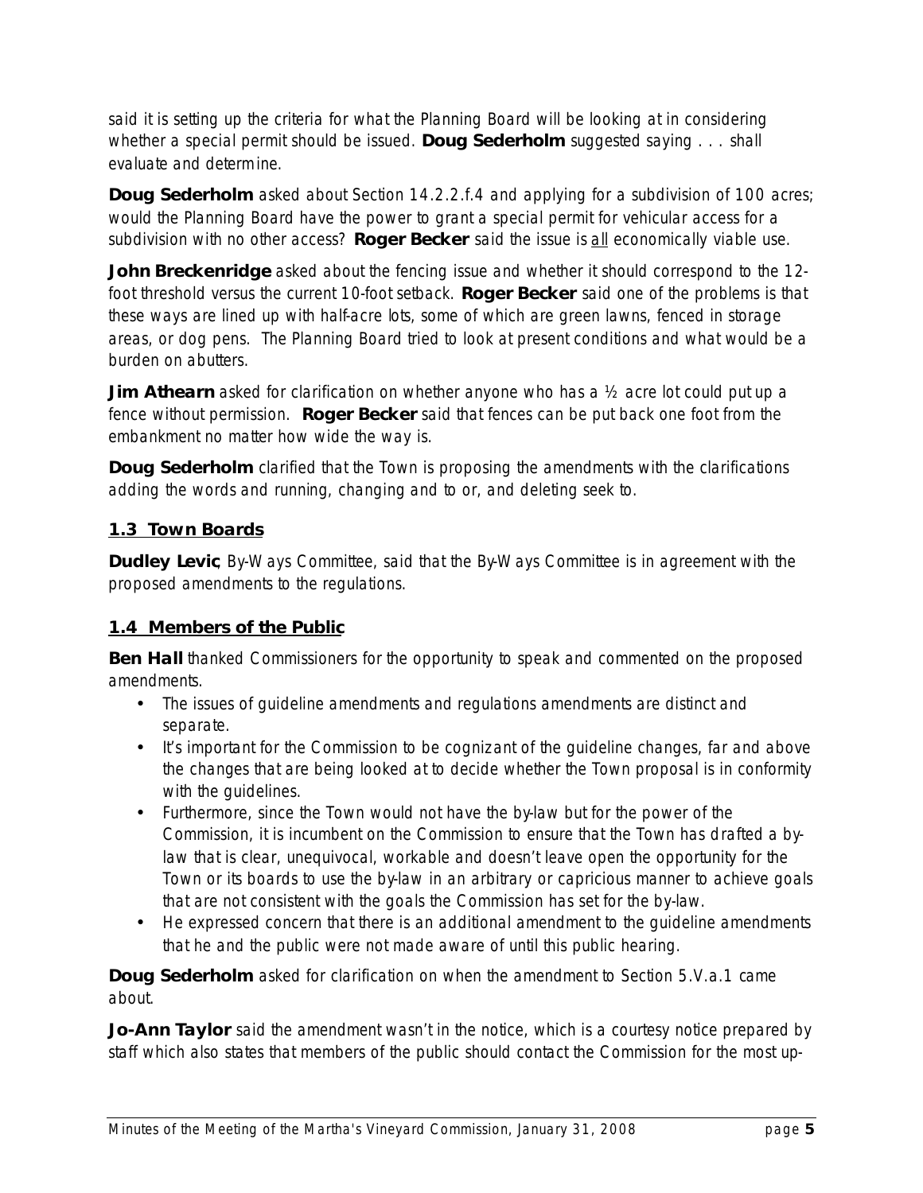said it is setting up the criteria for what the Planning Board will be looking at in considering whether a special permit should be issued. **Doug Sederholm** suggested saying . . . shall evaluate and determine.

**Doug Sederholm** asked about Section 14.2.2.f.4 and applying for a subdivision of 100 acres; would the Planning Board have the power to grant a special permit for vehicular access for a subdivision with no other access? **Roger Becker** said the issue is <u>all</u> economically viable use.

**John Breckenridge** asked about the fencing issue and whether it should correspond to the 12-foot threshold versus the current 10-foot setback. **Roger Becker** said one of the problems is that these ways are lined up with half-acre lots, some of which are green lawns, fenced in storage areas, or dog pens. The Planning Board tried to look at present conditions and what would be a burden on abutters.

**Jim Athearn** asked for clarification on whether anyone who has a ½ acre lot could put up a fence without permission. **Roger Becker** said that fences can be put back one foot from the embankment no matter how wide the way is.

**Doug Sederholm** clarified that the Town is proposing the amendments with the clarifications adding the words and running, changing and to or, and deleting seek to.

### 1.3 Town Boards

**Dudley Levic**, By-Ways Committee, said that the By-Ways Committee is in agreement with the proposed amendments to the regulations.

### 1.4 Members of the Public

**Ben Hall** thanked Commissioners for the opportunity to speak and commented on the proposed amendments.

- The issues of guideline amendments and regulations amendments are distinct and separate.
- It's important for the Commission to be cognizant of the guideline changes, far and above the changes that are being looked at to decide whether the Town proposal is in conformity with the guidelines.
- Furthermore, since the Town would not have the by-law but for the power of the Commission, it is incumbent on the Commission to ensure that the Town has drafted a by-law that is clear, unequivocal, workable and doesn't leave open the opportunity for the Town or its boards to use the by-law in an arbitrary or capricious manner to achieve goals that are not consistent with the goals the Commission has set for the by-law.
- He expressed concern that there is an additional amendment to the guideline amendments that he and the public were not made aware of until this public hearing.

**Doug Sederholm** asked for clarification on when the amendment to Section 5.V.a.1 came about.

**Jo-Ann Taylor** said the amendment wasn't in the notice, which is a courtesy notice prepared by staff which also states that members of the public should contact the Commission for the most up-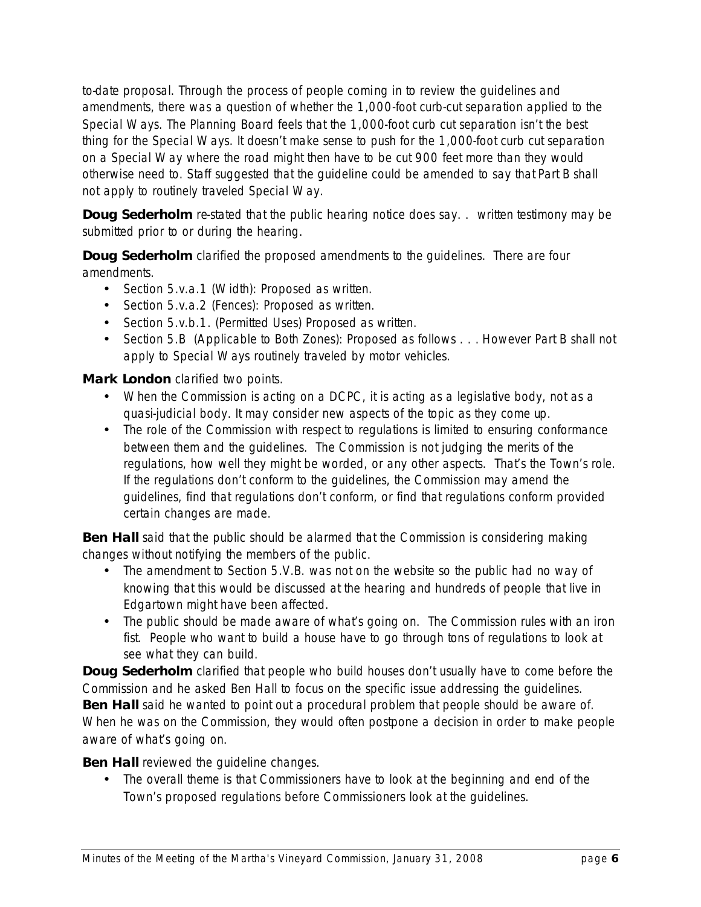to-date proposal. Through the process of people coming in to review the guidelines and amendments, there was a question of whether the 1,000-foot curb-cut separation applied to the Special Ways. The Planning Board feels that the 1,000-foot curb cut separation isn't the best thing for the Special Ways. It doesn't make sense to push for the 1,000-foot curb cut separation on a Special Way where the road might then have to be cut 900 feet more than they would otherwise need to. Staff suggested that the guideline could be amended to say that Part B shall not apply to routinely traveled Special Way.

**Doug Sederholm** re-stated that the public hearing notice does say. . written testimony may be submitted prior to or during the hearing.

**Doug Sederholm** clarified the proposed amendments to the guidelines. There are four amendments.

- Section 5.v.a.1 (Width): Proposed as written.
- Section 5.v.a.2 (Fences): Proposed as written.
- Section 5.v.b.1. (Permitted Uses) Proposed as written.
- Section 5.B (Applicable to Both Zones): Proposed as follows . . . However Part B shall not apply to Special Ways routinely traveled by motor vehicles.

**Mark London** clarified two points.

- When the Commission is acting on a DCPC, it is acting as a legislative body, not as a quasi-judicial body. It may consider new aspects of the topic as they come up.
- The role of the Commission with respect to regulations is limited to ensuring conformance between them and the guidelines. The Commission is not judging the merits of the regulations, how well they might be worded, or any other aspects. That's the Town's role. If the regulations don't conform to the guidelines, the Commission may amend the guidelines, find that regulations don't conform, or find that regulations conform provided certain changes are made.

**Ben Hall** said that the public should be alarmed that the Commission is considering making changes without notifying the members of the public.

- The amendment to Section 5.V.B. was not on the website so the public had no way of knowing that this would be discussed at the hearing and hundreds of people that live in Edgartown might have been affected.
- The public should be made aware of what's going on. The Commission rules with an iron fist. People who want to build a house have to go through tons of regulations to look at see what they can build.

**Doug Sederholm** clarified that people who build houses don't usually have to come before the Commission and he asked Ben Hall to focus on the specific issue addressing the guidelines.
**Ben Hall** said he wanted to point out a procedural problem that people should be aware of. When he was on the Commission, they would often postpone a decision in order to make people aware of what's going on.

**Ben Hall** reviewed the guideline changes.

- The overall theme is that Commissioners have to look at the beginning and end of the Town's proposed regulations before Commissioners look at the guidelines.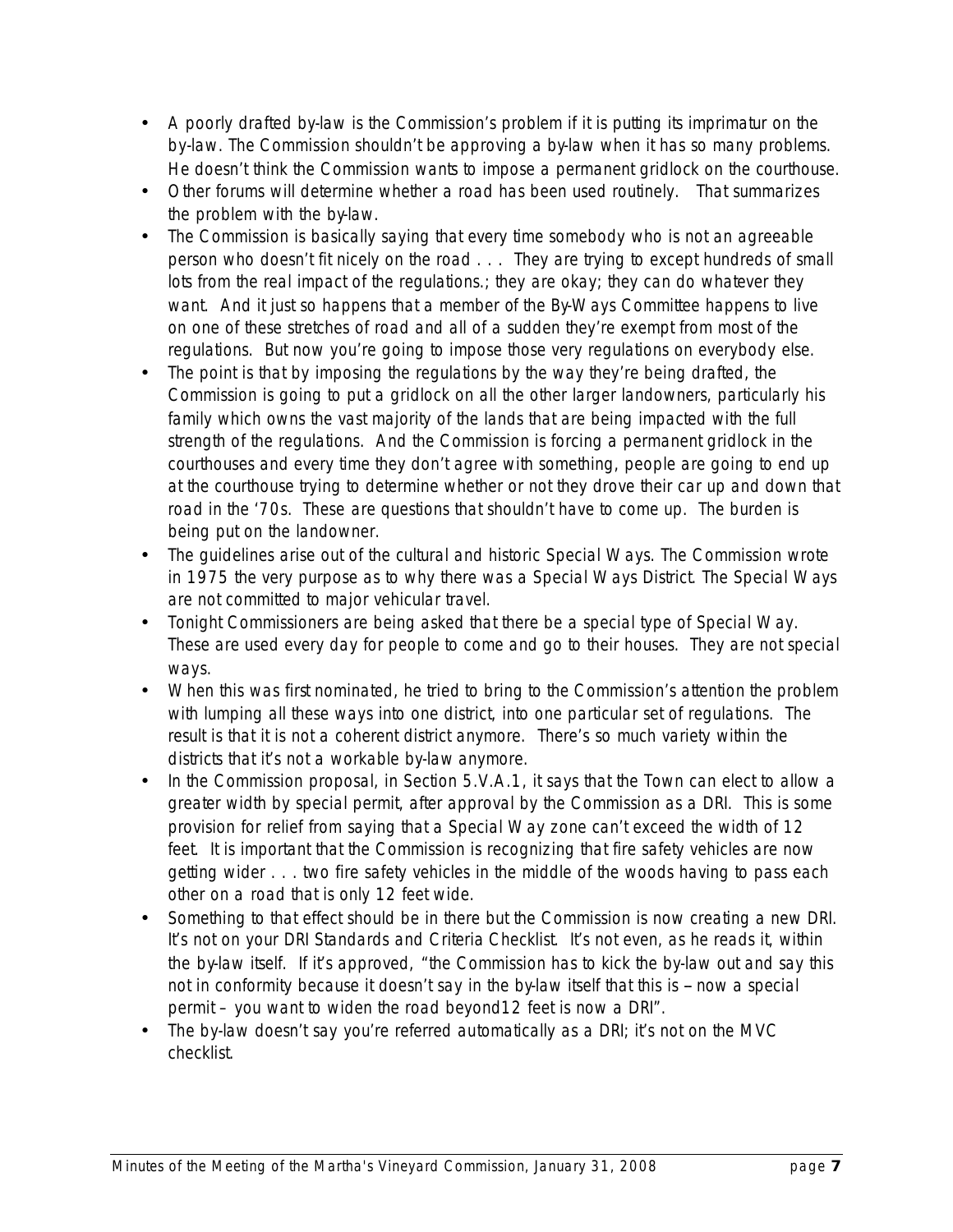- A poorly drafted by-law is the Commission's problem if it is putting its imprimatur on the by-law. The Commission shouldn't be approving a by-law when it has so many problems. He doesn't think the Commission wants to impose a permanent gridlock on the courthouse.
- Other forums will determine whether a road has been used routinely. That summarizes the problem with the by-law.
- The Commission is basically saying that every time somebody who is not an agreeable person who doesn't fit nicely on the road . . . They are trying to except hundreds of small lots from the real impact of the regulations.; they are okay; they can do whatever they want. And it just so happens that a member of the By-Ways Committee happens to live on one of these stretches of road and all of a sudden they're exempt from most of the regulations. But now you're going to impose those very regulations on everybody else.
- The point is that by imposing the regulations by the way they're being drafted, the Commission is going to put a gridlock on all the other larger landowners, particularly his family which owns the vast majority of the lands that are being impacted with the full strength of the regulations. And the Commission is forcing a permanent gridlock in the courthouses and every time they don't agree with something, people are going to end up at the courthouse trying to determine whether or not they drove their car up and down that road in the '70s. These are questions that shouldn't have to come up. The burden is being put on the landowner.
- The guidelines arise out of the cultural and historic Special Ways. The Commission wrote in 1975 the very purpose as to why there was a Special Ways District. The Special Ways are not committed to major vehicular travel.
- Tonight Commissioners are being asked that there be a special type of Special Way. These are used every day for people to come and go to their houses. They are not special ways.
- When this was first nominated, he tried to bring to the Commission's attention the problem with lumping all these ways into one district, into one particular set of regulations. The result is that it is not a coherent district anymore. There's so much variety within the districts that it's not a workable by-law anymore.
- In the Commission proposal, in Section 5.V.A.1, it says that the Town can elect to allow a greater width by special permit, after approval by the Commission as a DRI. This is some provision for relief from saying that a Special Way zone can't exceed the width of 12 feet. It is important that the Commission is recognizing that fire safety vehicles are now getting wider . . . two fire safety vehicles in the middle of the woods having to pass each other on a road that is only 12 feet wide.
- Something to that effect should be in there but the Commission is now creating a new DRI. It's not on your DRI Standards and Criteria Checklist. It's not even, as he reads it, within the by-law itself. If it's approved, "the Commission has to kick the by-law out and say this not in conformity because it doesn't say in the by-law itself that this is – now a special permit – you want to widen the road beyond12 feet is now a DRI".
- The by-law doesn't say you're referred automatically as a DRI; it's not on the MVC checklist.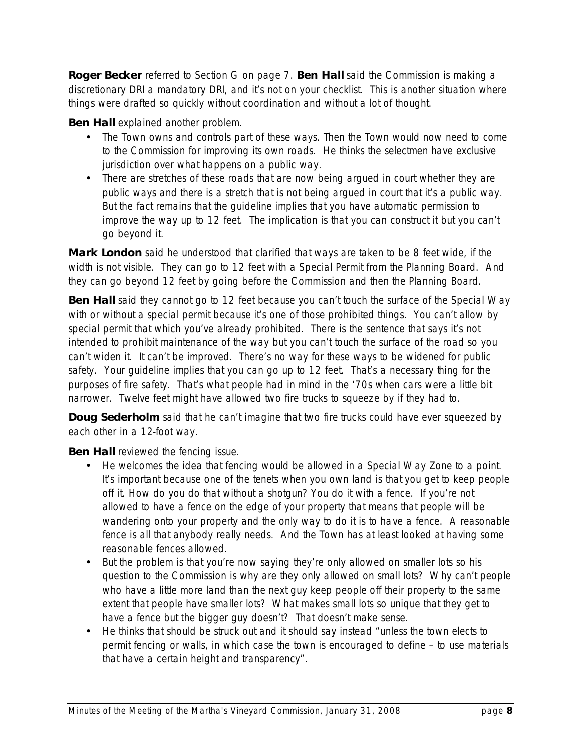**Roger Becker** referred to Section G on page 7. **Ben Hall** said the Commission is making a discretionary DRI a mandatory DRI, and it's not on your checklist. This is another situation where things were drafted so quickly without coordination and without a lot of thought.

**Ben Hall** explained another problem.

- The Town owns and controls part of these ways. Then the Town would now need to come to the Commission for improving its own roads. He thinks the selectmen have exclusive jurisdiction over what happens on a public way.
- There are stretches of these roads that are now being argued in court whether they are public ways and there is a stretch that is not being argued in court that it's a public way. But the fact remains that the guideline implies that you have automatic permission to improve the way up to 12 feet. The implication is that you can construct it but you can't go beyond it.

**Mark London** said he understood that clarified that ways are taken to be 8 feet wide, if the width is not visible. They can go to 12 feet with a Special Permit from the Planning Board. And they can go beyond 12 feet by going before the Commission and then the Planning Board.

**Ben Hall** said they cannot go to 12 feet because you can't touch the surface of the Special Way with or without a special permit because it's one of those prohibited things. You can't allow by special permit that which you've already prohibited. There is the sentence that says it's not intended to prohibit maintenance of the way but you can't touch the surface of the road so you can't widen it. It can't be improved. There's no way for these ways to be widened for public safety. Your guideline implies that you can go up to 12 feet. That's a necessary thing for the purposes of fire safety. That's what people had in mind in the '70s when cars were a little bit narrower. Twelve feet might have allowed two fire trucks to squeeze by if they had to.

**Doug Sederholm** said that he can't imagine that two fire trucks could have ever squeezed by each other in a 12-foot way.

**Ben Hall** reviewed the fencing issue.

- He welcomes the idea that fencing would be allowed in a Special Way Zone to a point. It's important because one of the tenets when you own land is that you get to keep people off it. How do you do that without a shotgun? You do it with a fence. If you're not allowed to have a fence on the edge of your property that means that people will be wandering onto your property and the only way to do it is to have a fence. A reasonable fence is all that anybody really needs. And the Town has at least looked at having some reasonable fences allowed.
- But the problem is that you're now saying they're only allowed on smaller lots so his question to the Commission is why are they only allowed on small lots? Why can't people who have a little more land than the next guy keep people off their property to the same extent that people have smaller lots? What makes small lots so unique that they get to have a fence but the bigger guy doesn't? That doesn't make sense.
- He thinks that should be struck out and it should say instead "unless the town elects to permit fencing or walls, in which case the town is encouraged to define – to use materials that have a certain height and transparency".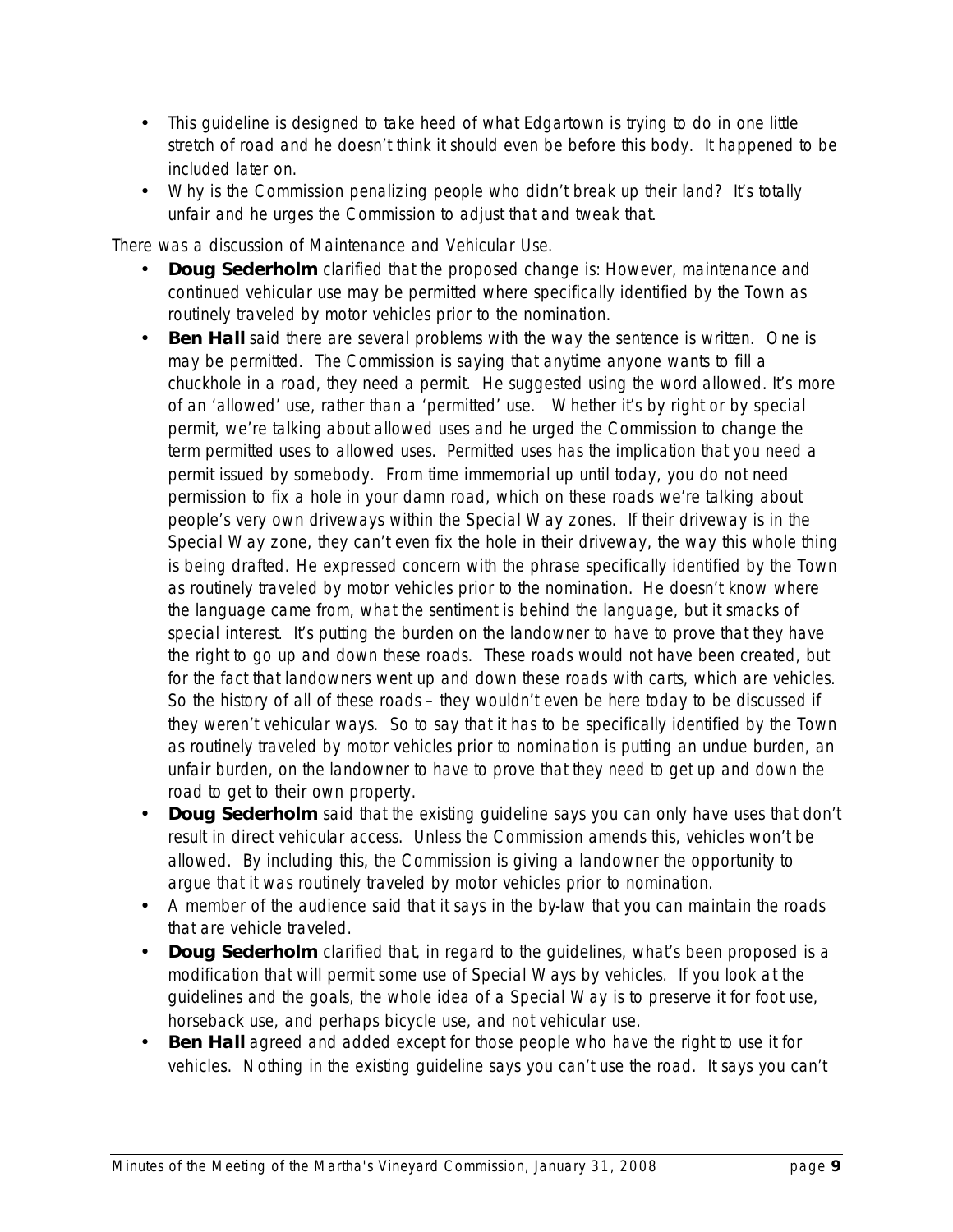- This guideline is designed to take heed of what Edgartown is trying to do in one little stretch of road and he doesn't think it should even be before this body. It happened to be included later on.
- Why is the Commission penalizing people who didn't break up their land? It's totally unfair and he urges the Commission to adjust that and tweak that.

There was a discussion of Maintenance and Vehicular Use.

- **Doug Sederholm** clarified that the proposed change is: However, maintenance and continued vehicular use may be permitted where specifically identified by the Town as routinely traveled by motor vehicles prior to the nomination.
- **Ben Hall** said there are several problems with the way the sentence is written. One is may be permitted. The Commission is saying that anytime anyone wants to fill a chuckhole in a road, they need a permit. He suggested using the word allowed. It's more of an 'allowed' use, rather than a 'permitted' use. Whether it's by right or by special permit, we're talking about allowed uses and he urged the Commission to change the term permitted uses to allowed uses. Permitted uses has the implication that you need a permit issued by somebody. From time immemorial up until today, you do not need permission to fix a hole in your damn road, which on these roads we're talking about people's very own driveways within the Special Way zones. If their driveway is in the Special Way zone, they can't even fix the hole in their driveway, the way this whole thing is being drafted. He expressed concern with the phrase specifically identified by the Town as routinely traveled by motor vehicles prior to the nomination. He doesn't know where the language came from, what the sentiment is behind the language, but it smacks of special interest. It's putting the burden on the landowner to have to prove that they have the right to go up and down these roads. These roads would not have been created, but for the fact that landowners went up and down these roads with carts, which are vehicles. So the history of all of these roads – they wouldn't even be here today to be discussed if they weren't vehicular ways. So to say that it has to be specifically identified by the Town as routinely traveled by motor vehicles prior to nomination is putting an undue burden, an unfair burden, on the landowner to have to prove that they need to get up and down the road to get to their own property.
- **Doug Sederholm** said that the existing guideline says you can only have uses that don't result in direct vehicular access. Unless the Commission amends this, vehicles won't be allowed. By including this, the Commission is giving a landowner the opportunity to argue that it was routinely traveled by motor vehicles prior to nomination.
- A member of the audience said that it says in the by-law that you can maintain the roads that are vehicle traveled.
- **Doug Sederholm** clarified that, in regard to the guidelines, what's been proposed is a modification that will permit some use of Special Ways by vehicles. If you look at the guidelines and the goals, the whole idea of a Special Way is to preserve it for foot use, horseback use, and perhaps bicycle use, and not vehicular use.
- **Ben Hall** agreed and added except for those people who have the right to use it for vehicles. Nothing in the existing guideline says you can't use the road. It says you can't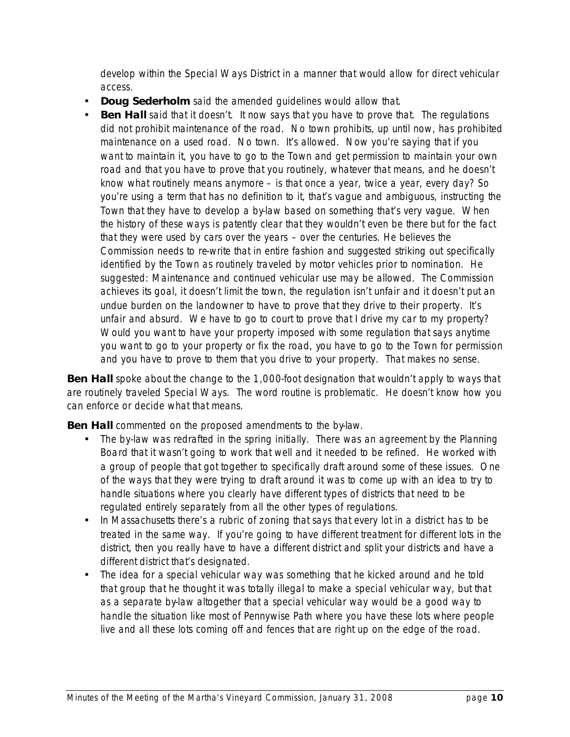develop within the Special Ways District in a manner that would allow for direct vehicular access.

- **Doug Sederholm** said the amended guidelines would allow that.
- **Ben Hall** said that it doesn't. It now says that you have to prove that. The regulations did not prohibit maintenance of the road. No town prohibits, up until now, has prohibited maintenance on a used road. No town. It's allowed. Now you're saying that if you want to maintain it, you have to go to the Town and get permission to maintain your own road and that you have to prove that you routinely, whatever that means, and he doesn't know what routinely means anymore – is that once a year, twice a year, every day? So you're using a term that has no definition to it, that's vague and ambiguous, instructing the Town that they have to develop a by-law based on something that's very vague. When the history of these ways is patently clear that they wouldn't even be there but for the fact that they were used by cars over the years – over the centuries. He believes the Commission needs to re-write that in entire fashion and suggested striking out specifically identified by the Town as routinely traveled by motor vehicles prior to nomination. He suggested: Maintenance and continued vehicular use may be allowed. The Commission achieves its goal, it doesn't limit the town, the regulation isn't unfair and it doesn't put an undue burden on the landowner to have to prove that they drive to their property. It's unfair and absurd. We have to go to court to prove that I drive my car to my property? Would you want to have your property imposed with some regulation that says anytime you want to go to your property or fix the road, you have to go to the Town for permission and you have to prove to them that you drive to your property. That makes no sense.

**Ben Hall** spoke about the change to the 1,000-foot designation that wouldn't apply to ways that are routinely traveled Special Ways. The word routine is problematic. He doesn't know how you can enforce or decide what that means.

**Ben Hall** commented on the proposed amendments to the by-law.

- The by-law was redrafted in the spring initially. There was an agreement by the Planning Board that it wasn't going to work that well and it needed to be refined. He worked with a group of people that got together to specifically draft around some of these issues. One of the ways that they were trying to draft around it was to come up with an idea to try to handle situations where you clearly have different types of districts that need to be regulated entirely separately from all the other types of regulations.
- In Massachusetts there's a rubric of zoning that says that every lot in a district has to be treated in the same way. If you're going to have different treatment for different lots in the district, then you really have to have a different district and split your districts and have a different district that's designated.
- The idea for a special vehicular way was something that he kicked around and he told that group that he thought it was totally illegal to make a special vehicular way, but that as a separate by-law altogether that a special vehicular way would be a good way to handle the situation like most of Pennywise Path where you have these lots where people live and all these lots coming off and fences that are right up on the edge of the road.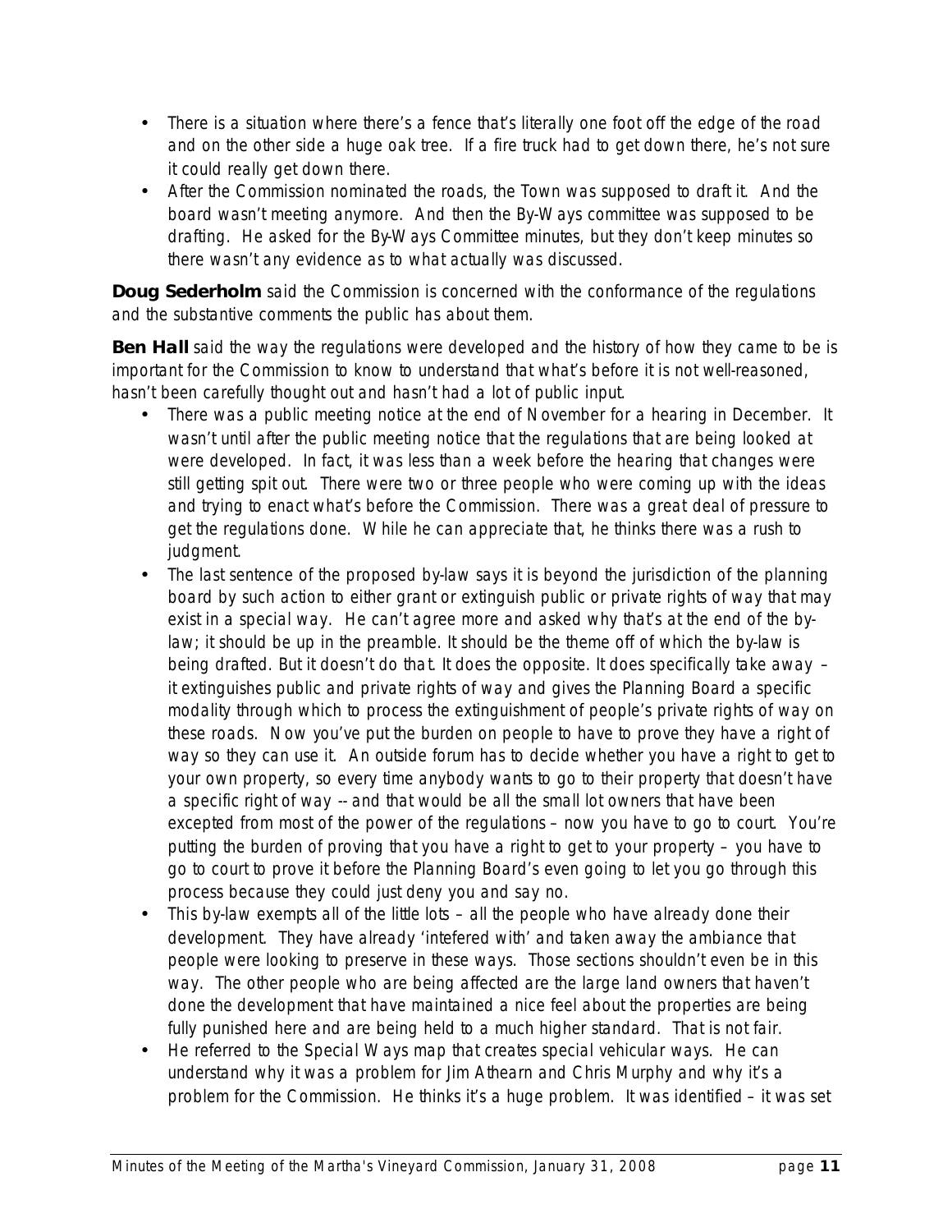- There is a situation where there's a fence that's literally one foot off the edge of the road and on the other side a huge oak tree. If a fire truck had to get down there, he's not sure it could really get down there.
- After the Commission nominated the roads, the Town was supposed to draft it. And the board wasn't meeting anymore. And then the By-Ways committee was supposed to be drafting. He asked for the By-Ways Committee minutes, but they don't keep minutes so there wasn't any evidence as to what actually was discussed.

**Doug Sederholm** said the Commission is concerned with the conformance of the regulations and the substantive comments the public has about them.

**Ben Hall** said the way the regulations were developed and the history of how they came to be is important for the Commission to know to understand that what's before it is not well-reasoned, hasn't been carefully thought out and hasn't had a lot of public input.

- There was a public meeting notice at the end of November for a hearing in December. It wasn't until after the public meeting notice that the regulations that are being looked at were developed. In fact, it was less than a week before the hearing that changes were still getting spit out. There were two or three people who were coming up with the ideas and trying to enact what's before the Commission. There was a great deal of pressure to get the regulations done. While he can appreciate that, he thinks there was a rush to judgment.
- The last sentence of the proposed by-law says it is beyond the jurisdiction of the planning board by such action to either grant or extinguish public or private rights of way that may exist in a special way. He can't agree more and asked why that's at the end of the by-law; it should be up in the preamble. It should be the theme off of which the by-law is being drafted. But it doesn't do that. It does the opposite. It does specifically take away – it extinguishes public and private rights of way and gives the Planning Board a specific modality through which to process the extinguishment of people's private rights of way on these roads. Now you've put the burden on people to have to prove they have a right of way so they can use it. An outside forum has to decide whether you have a right to get to your own property, so every time anybody wants to go to their property that doesn't have a specific right of way -- and that would be all the small lot owners that have been excepted from most of the power of the regulations – now you have to go to court. You're putting the burden of proving that you have a right to get to your property – you have to go to court to prove it before the Planning Board's even going to let you go through this process because they could just deny you and say no.
- This by-law exempts all of the little lots – all the people who have already done their development. They have already 'intefered with' and taken away the ambiance that people were looking to preserve in these ways. Those sections shouldn't even be in this way. The other people who are being affected are the large land owners that haven't done the development that have maintained a nice feel about the properties are being fully punished here and are being held to a much higher standard. That is not fair.
- He referred to the Special Ways map that creates special vehicular ways. He can understand why it was a problem for Jim Athearn and Chris Murphy and why it's a problem for the Commission. He thinks it's a huge problem. It was identified – it was set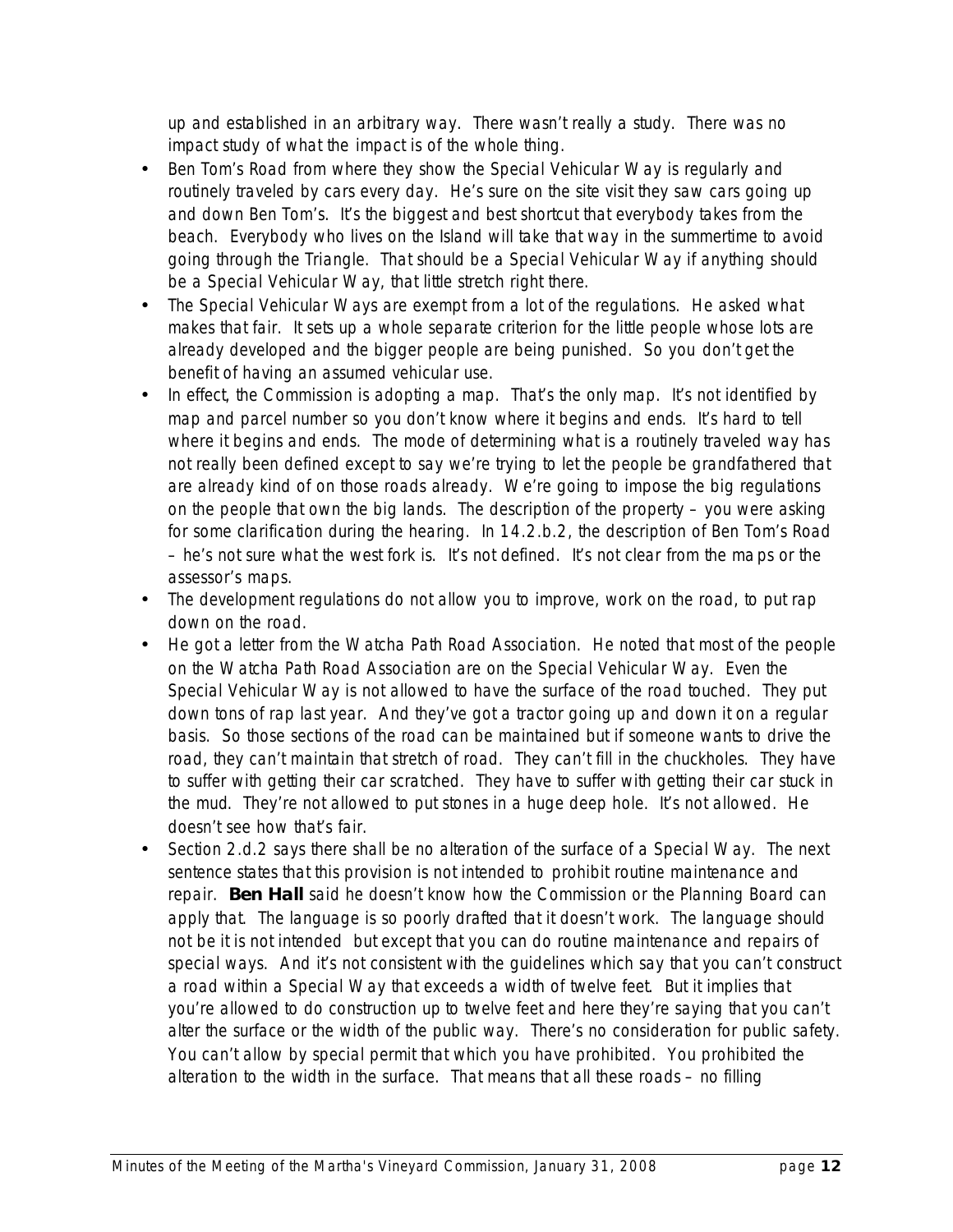up and established in an arbitrary way. There wasn't really a study. There was no impact study of what the impact is of the whole thing.

- Ben Tom's Road from where they show the Special Vehicular Way is regularly and routinely traveled by cars every day. He's sure on the site visit they saw cars going up and down Ben Tom's. It's the biggest and best shortcut that everybody takes from the beach. Everybody who lives on the Island will take that way in the summertime to avoid going through the Triangle. That should be a Special Vehicular Way if anything should be a Special Vehicular Way, that little stretch right there.
- The Special Vehicular Ways are exempt from a lot of the regulations. He asked what makes that fair. It sets up a whole separate criterion for the little people whose lots are already developed and the bigger people are being punished. So you don't get the benefit of having an assumed vehicular use.
- In effect, the Commission is adopting a map. That's the only map. It's not identified by map and parcel number so you don't know where it begins and ends. It's hard to tell where it begins and ends. The mode of determining what is a routinely traveled way has not really been defined except to say we're trying to let the people be grandfathered that are already kind of on those roads already. We're going to impose the big regulations on the people that own the big lands. The description of the property – you were asking for some clarification during the hearing. In 14.2.b.2, the description of Ben Tom's Road – he's not sure what the west fork is. It's not defined. It's not clear from the maps or the assessor's maps.
- The development regulations do not allow you to improve, work on the road, to put rap down on the road.
- He got a letter from the Watcha Path Road Association. He noted that most of the people on the Watcha Path Road Association are on the Special Vehicular Way. Even the Special Vehicular Way is not allowed to have the surface of the road touched. They put down tons of rap last year. And they've got a tractor going up and down it on a regular basis. So those sections of the road can be maintained but if someone wants to drive the road, they can't maintain that stretch of road. They can't fill in the chuckholes. They have to suffer with getting their car scratched. They have to suffer with getting their car stuck in the mud. They're not allowed to put stones in a huge deep hole. It's not allowed. He doesn't see how that's fair.
- Section 2.d.2 says there shall be no alteration of the surface of a Special Way. The next sentence states that this provision is not intended to prohibit routine maintenance and repair. **Ben Hall** said he doesn't know how the Commission or the Planning Board can apply that. The language is so poorly drafted that it doesn't work. The language should not be it is not intended but except that you can do routine maintenance and repairs of special ways. And it's not consistent with the guidelines which say that you can't construct a road within a Special Way that exceeds a width of twelve feet. But it implies that you're allowed to do construction up to twelve feet and here they're saying that you can't alter the surface or the width of the public way. There's no consideration for public safety. You can't allow by special permit that which you have prohibited. You prohibited the alteration to the width in the surface. That means that all these roads – no filling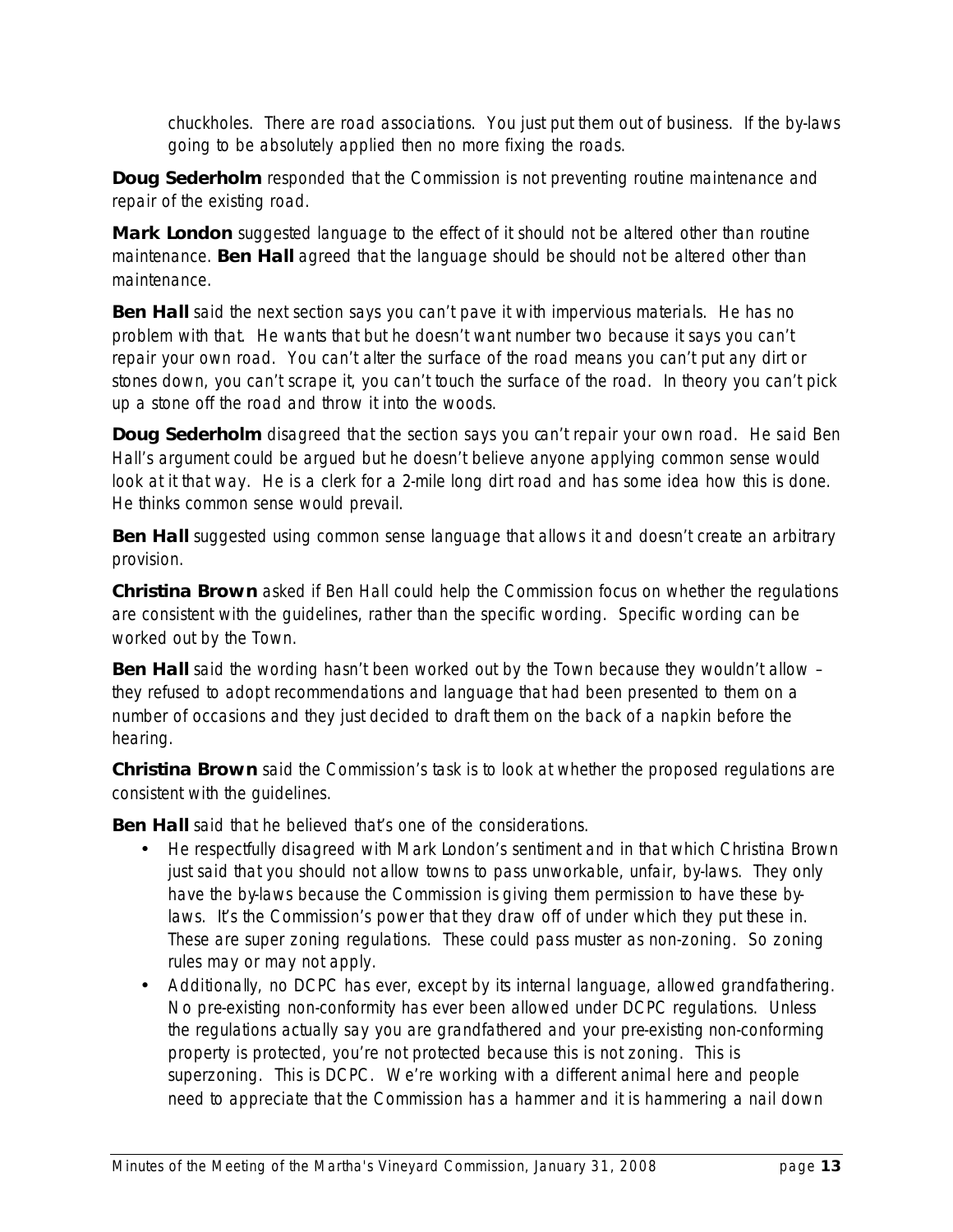chuckholes. There are road associations. You just put them out of business. If the by-laws going to be absolutely applied then no more fixing the roads.

**Doug Sederholm** responded that the Commission is not preventing routine maintenance and repair of the existing road.

**Mark London** suggested language to the effect of it should not be altered other than routine maintenance. **Ben Hall** agreed that the language should be should not be altered other than maintenance.

**Ben Hall** said the next section says you can't pave it with impervious materials. He has no problem with that. He wants that but he doesn't want number two because it says you can't repair your own road. You can't alter the surface of the road means you can't put any dirt or stones down, you can't scrape it, you can't touch the surface of the road. In theory you can't pick up a stone off the road and throw it into the woods.

**Doug Sederholm** disagreed that the section says you can't repair your own road. He said Ben Hall's argument could be argued but he doesn't believe anyone applying common sense would look at it that way. He is a clerk for a 2-mile long dirt road and has some idea how this is done. He thinks common sense would prevail.

**Ben Hall** suggested using common sense language that allows it and doesn't create an arbitrary provision.

**Christina Brown** asked if Ben Hall could help the Commission focus on whether the regulations are consistent with the guidelines, rather than the specific wording. Specific wording can be worked out by the Town.

**Ben Hall** said the wording hasn't been worked out by the Town because they wouldn't allow – they refused to adopt recommendations and language that had been presented to them on a number of occasions and they just decided to draft them on the back of a napkin before the hearing.

**Christina Brown** said the Commission's task is to look at whether the proposed regulations are consistent with the guidelines.

**Ben Hall** said that he believed that's one of the considerations.

- He respectfully disagreed with Mark London's sentiment and in that which Christina Brown just said that you should not allow towns to pass unworkable, unfair, by-laws. They only have the by-laws because the Commission is giving them permission to have these by-laws. It's the Commission's power that they draw off of under which they put these in. These are super zoning regulations. These could pass muster as non-zoning. So zoning rules may or may not apply.
- Additionally, no DCPC has ever, except by its internal language, allowed grandfathering. No pre-existing non-conformity has ever been allowed under DCPC regulations. Unless the regulations actually say you are grandfathered and your pre-existing non-conforming property is protected, you're not protected because this is not zoning. This is superzoning. This is DCPC. We're working with a different animal here and people need to appreciate that the Commission has a hammer and it is hammering a nail down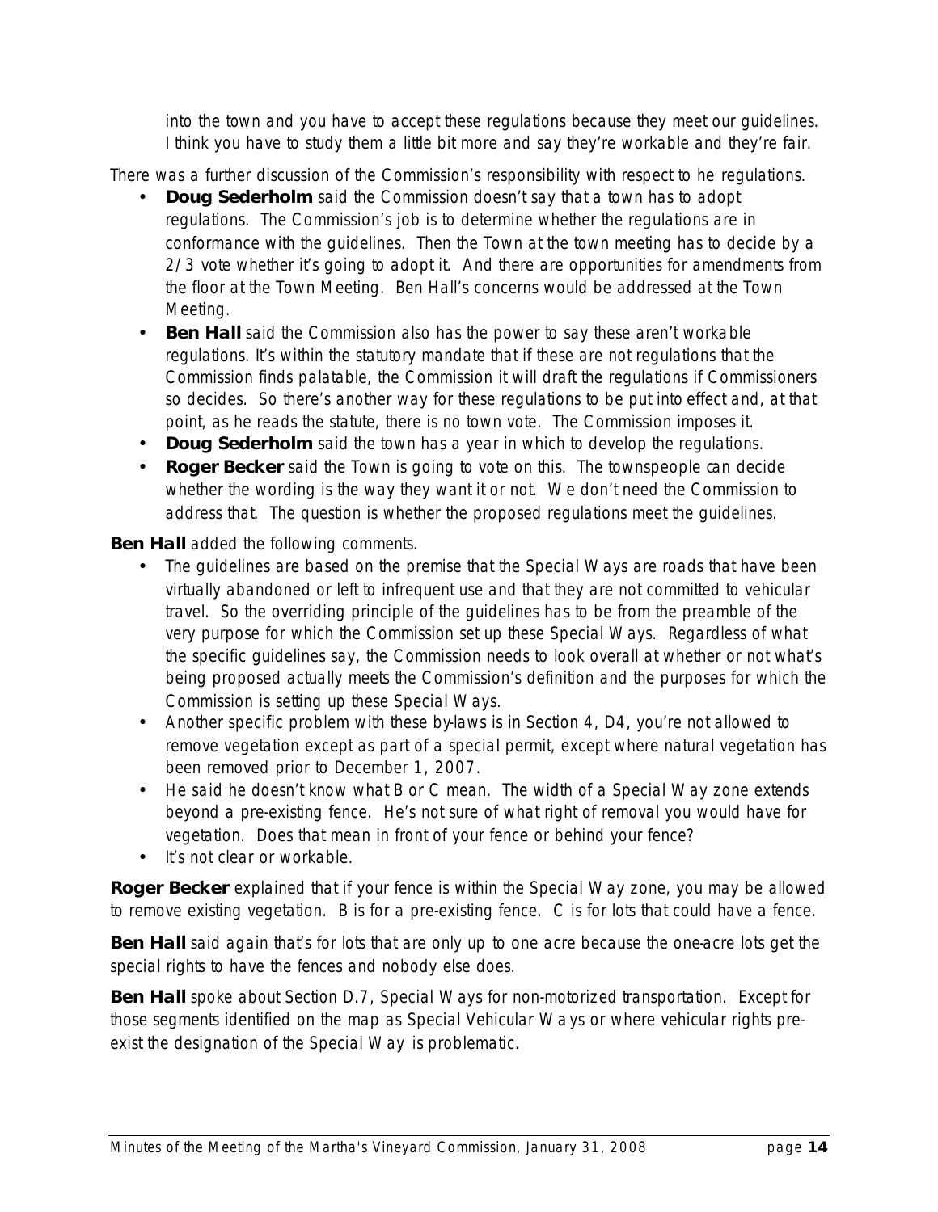into the town and you have to accept these regulations because they meet our guidelines. I think you have to study them a little bit more and say they're workable and they're fair.

There was a further discussion of the Commission's responsibility with respect to he regulations.

- **Doug Sederholm** said the Commission doesn't say that a town has to adopt regulations. The Commission's job is to determine whether the regulations are in conformance with the guidelines. Then the Town at the town meeting has to decide by a 2/3 vote whether it's going to adopt it. And there are opportunities for amendments from the floor at the Town Meeting. Ben Hall's concerns would be addressed at the Town Meeting.
- **Ben Hall** said the Commission also has the power to say these aren't workable regulations. It's within the statutory mandate that if these are not regulations that the Commission finds palatable, the Commission it will draft the regulations if Commissioners so decides. So there's another way for these regulations to be put into effect and, at that point, as he reads the statute, there is no town vote. The Commission imposes it.
- **Doug Sederholm** said the town has a year in which to develop the regulations.
- **Roger Becker** said the Town is going to vote on this. The townspeople can decide whether the wording is the way they want it or not. We don't need the Commission to address that. The question is whether the proposed regulations meet the guidelines.

**Ben Hall** added the following comments.

- The guidelines are based on the premise that the Special Ways are roads that have been virtually abandoned or left to infrequent use and that they are not committed to vehicular travel. So the overriding principle of the guidelines has to be from the preamble of the very purpose for which the Commission set up these Special Ways. Regardless of what the specific guidelines say, the Commission needs to look overall at whether or not what's being proposed actually meets the Commission's definition and the purposes for which the Commission is setting up these Special Ways.
- Another specific problem with these by-laws is in Section 4, D4, you're not allowed to remove vegetation except as part of a special permit, except where natural vegetation has been removed prior to December 1, 2007.
- He said he doesn't know what B or C mean. The width of a Special Way zone extends beyond a pre-existing fence. He's not sure of what right of removal you would have for vegetation. Does that mean in front of your fence or behind your fence?
- It's not clear or workable.

**Roger Becker** explained that if your fence is within the Special Way zone, you may be allowed to remove existing vegetation. B is for a pre-existing fence. C is for lots that could have a fence.

**Ben Hall** said again that's for lots that are only up to one acre because the one-acre lots get the special rights to have the fences and nobody else does.

**Ben Hall** spoke about Section D.7, Special Ways for non-motorized transportation. Except for those segments identified on the map as Special Vehicular Ways or where vehicular rights pre-exist the designation of the Special Way is problematic.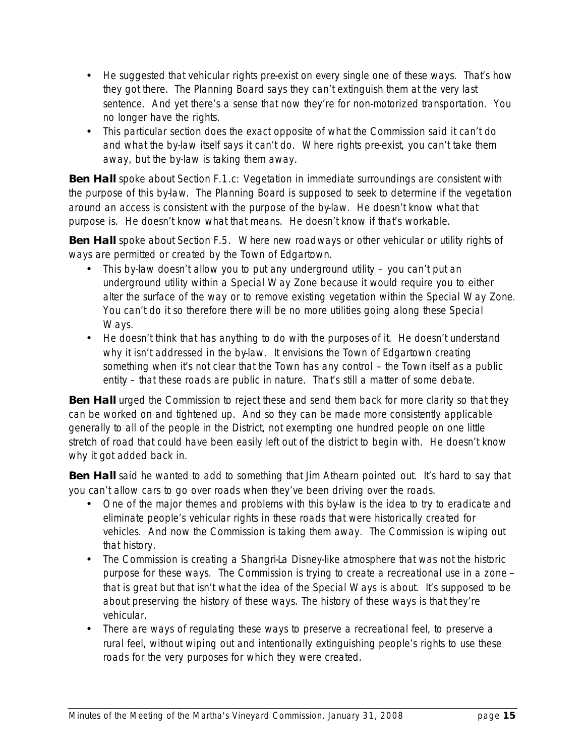- He suggested that vehicular rights pre-exist on every single one of these ways. That's how they got there. The Planning Board says they can't extinguish them at the very last sentence. And yet there's a sense that now they're for non-motorized transportation. You no longer have the rights.
- This particular section does the exact opposite of what the Commission said it can't do and what the by-law itself says it can't do. Where rights pre-exist, you can't take them away, but the by-law is taking them away.

**Ben Hall** spoke about Section F.1.c: Vegetation in immediate surroundings are consistent with the purpose of this by-law. The Planning Board is supposed to seek to determine if the vegetation around an access is consistent with the purpose of the by-law. He doesn't know what that purpose is. He doesn't know what that means. He doesn't know if that's workable.

**Ben Hall** spoke about Section F.5. Where new roadways or other vehicular or utility rights of ways are permitted or created by the Town of Edgartown.

- This by-law doesn't allow you to put any underground utility – you can't put an underground utility within a Special Way Zone because it would require you to either alter the surface of the way or to remove existing vegetation within the Special Way Zone. You can't do it so therefore there will be no more utilities going along these Special Ways.
- He doesn't think that has anything to do with the purposes of it. He doesn't understand why it isn't addressed in the by-law. It envisions the Town of Edgartown creating something when it's not clear that the Town has any control – the Town itself as a public entity – that these roads are public in nature. That's still a matter of some debate.

**Ben Hall** urged the Commission to reject these and send them back for more clarity so that they can be worked on and tightened up. And so they can be made more consistently applicable generally to all of the people in the District, not exempting one hundred people on one little stretch of road that could have been easily left out of the district to begin with. He doesn't know why it got added back in.

**Ben Hall** said he wanted to add to something that Jim Athearn pointed out. It's hard to say that you can't allow cars to go over roads when they've been driving over the roads.

- One of the major themes and problems with this by-law is the idea to try to eradicate and eliminate people's vehicular rights in these roads that were historically created for vehicles. And now the Commission is taking them away. The Commission is wiping out that history.
- The Commission is creating a Shangri-La Disney-like atmosphere that was not the historic purpose for these ways. The Commission is trying to create a recreational use in a zone – that is great but that isn't what the idea of the Special Ways is about. It's supposed to be about preserving the history of these ways. The history of these ways is that they're vehicular.
- There are ways of regulating these ways to preserve a recreational feel, to preserve a rural feel, without wiping out and intentionally extinguishing people's rights to use these roads for the very purposes for which they were created.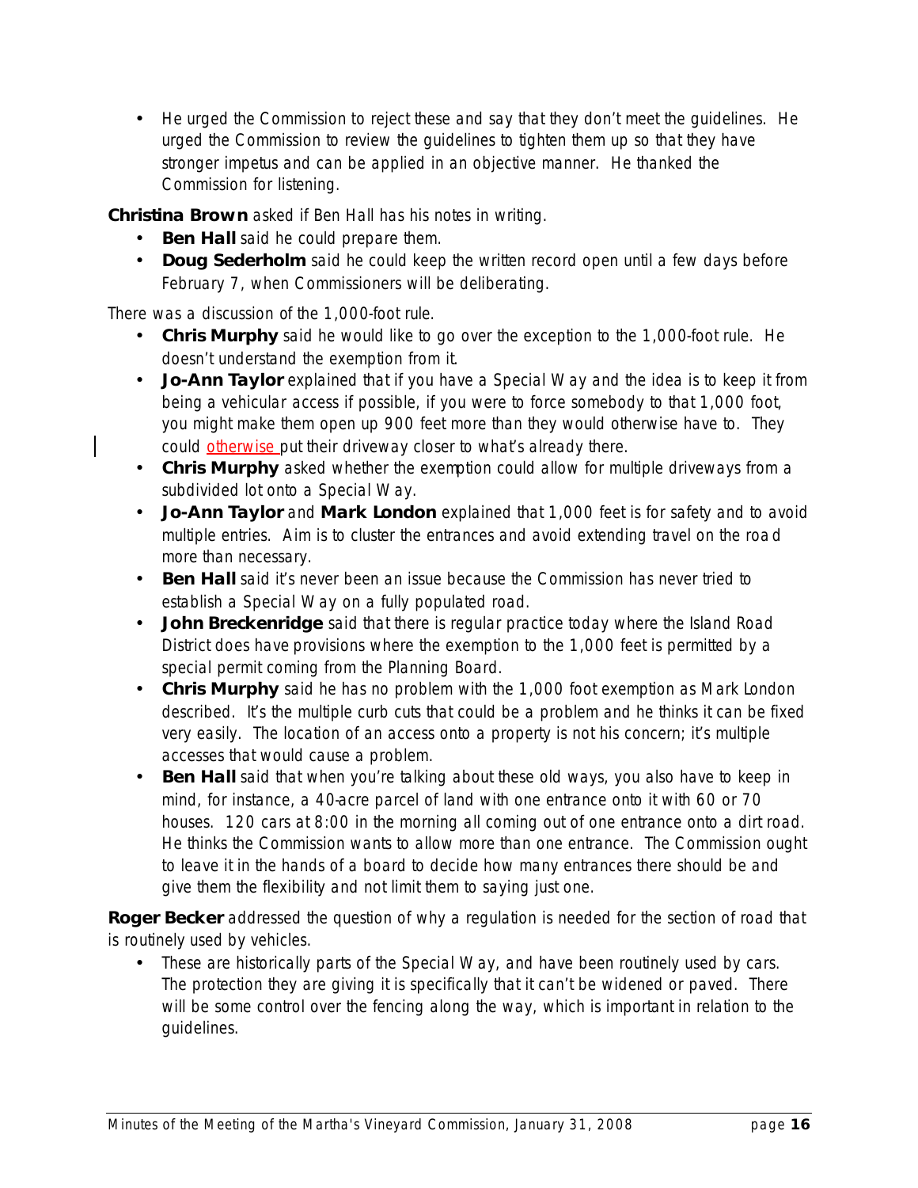- He urged the Commission to reject these and say that they don't meet the guidelines. He urged the Commission to review the guidelines to tighten them up so that they have stronger impetus and can be applied in an objective manner. He thanked the Commission for listening.

**Christina Brown** asked if Ben Hall has his notes in writing.

- **Ben Hall** said he could prepare them.
- **Doug Sederholm** said he could keep the written record open until a few days before February 7, when Commissioners will be deliberating.

There was a discussion of the 1,000-foot rule.

- **Chris Murphy** said he would like to go over the exception to the 1,000-foot rule. He doesn't understand the exemption from it.
- **Jo-Ann Taylor** explained that if you have a Special Way and the idea is to keep it from being a vehicular access if possible, if you were to force somebody to that 1,000 foot, you might make them open up 900 feet more than they would otherwise have to. They could otherwise put their driveway closer to what's already there.
- **Chris Murphy** asked whether the exemption could allow for multiple driveways from a subdivided lot onto a Special Way.
- **Jo-Ann Taylor** and **Mark London** explained that 1,000 feet is for safety and to avoid multiple entries. Aim is to cluster the entrances and avoid extending travel on the road more than necessary.
- **Ben Hall** said it's never been an issue because the Commission has never tried to establish a Special Way on a fully populated road.
- **John Breckenridge** said that there is regular practice today where the Island Road District does have provisions where the exemption to the 1,000 feet is permitted by a special permit coming from the Planning Board.
- **Chris Murphy** said he has no problem with the 1,000 foot exemption as Mark London described. It's the multiple curb cuts that could be a problem and he thinks it can be fixed very easily. The location of an access onto a property is not his concern; it's multiple accesses that would cause a problem.
- **Ben Hall** said that when you're talking about these old ways, you also have to keep in mind, for instance, a 40-acre parcel of land with one entrance onto it with 60 or 70 houses. 120 cars at 8:00 in the morning all coming out of one entrance onto a dirt road. He thinks the Commission wants to allow more than one entrance. The Commission ought to leave it in the hands of a board to decide how many entrances there should be and give them the flexibility and not limit them to saying just one.

**Roger Becker** addressed the question of why a regulation is needed for the section of road that is routinely used by vehicles.

- These are historically parts of the Special Way, and have been routinely used by cars. The protection they are giving it is specifically that it can't be widened or paved. There will be some control over the fencing along the way, which is important in relation to the guidelines.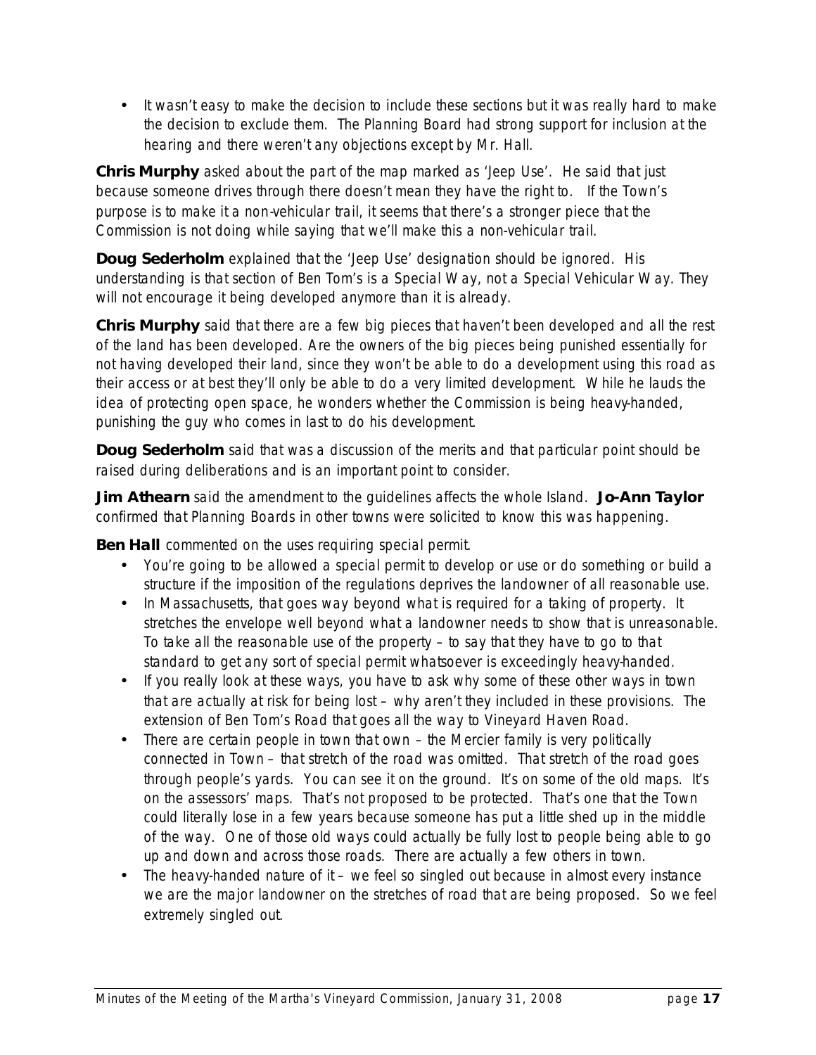- It wasn't easy to make the decision to include these sections but it was really hard to make the decision to exclude them. The Planning Board had strong support for inclusion at the hearing and there weren't any objections except by Mr. Hall.

**Chris Murphy** asked about the part of the map marked as 'Jeep Use'. He said that just because someone drives through there doesn't mean they have the right to. If the Town's purpose is to make it a non-vehicular trail, it seems that there's a stronger piece that the Commission is not doing while saying that we'll make this a non-vehicular trail.

**Doug Sederholm** explained that the 'Jeep Use' designation should be ignored. His understanding is that section of Ben Tom's is a Special Way, not a Special Vehicular Way. They will not encourage it being developed anymore than it is already.

**Chris Murphy** said that there are a few big pieces that haven't been developed and all the rest of the land has been developed. Are the owners of the big pieces being punished essentially for not having developed their land, since they won't be able to do a development using this road as their access or at best they'll only be able to do a very limited development. While he lauds the idea of protecting open space, he wonders whether the Commission is being heavy-handed, punishing the guy who comes in last to do his development.

**Doug Sederholm** said that was a discussion of the merits and that particular point should be raised during deliberations and is an important point to consider.

**Jim Athearn** said the amendment to the guidelines affects the whole Island. **Jo-Ann Taylor** confirmed that Planning Boards in other towns were solicited to know this was happening.

**Ben Hall** commented on the uses requiring special permit.

- You're going to be allowed a special permit to develop or use or do something or build a structure if the imposition of the regulations deprives the landowner of all reasonable use.
- In Massachusetts, that goes way beyond what is required for a taking of property. It stretches the envelope well beyond what a landowner needs to show that is unreasonable. To take all the reasonable use of the property – to say that they have to go to that standard to get any sort of special permit whatsoever is exceedingly heavy-handed.
- If you really look at these ways, you have to ask why some of these other ways in town that are actually at risk for being lost – why aren't they included in these provisions. The extension of Ben Tom's Road that goes all the way to Vineyard Haven Road.
- There are certain people in town that own – the Mercier family is very politically connected in Town – that stretch of the road was omitted. That stretch of the road goes through people's yards. You can see it on the ground. It's on some of the old maps. It's on the assessors' maps. That's not proposed to be protected. That's one that the Town could literally lose in a few years because someone has put a little shed up in the middle of the way. One of those old ways could actually be fully lost to people being able to go up and down and across those roads. There are actually a few others in town.
- The heavy-handed nature of it – we feel so singled out because in almost every instance we are the major landowner on the stretches of road that are being proposed. So we feel extremely singled out.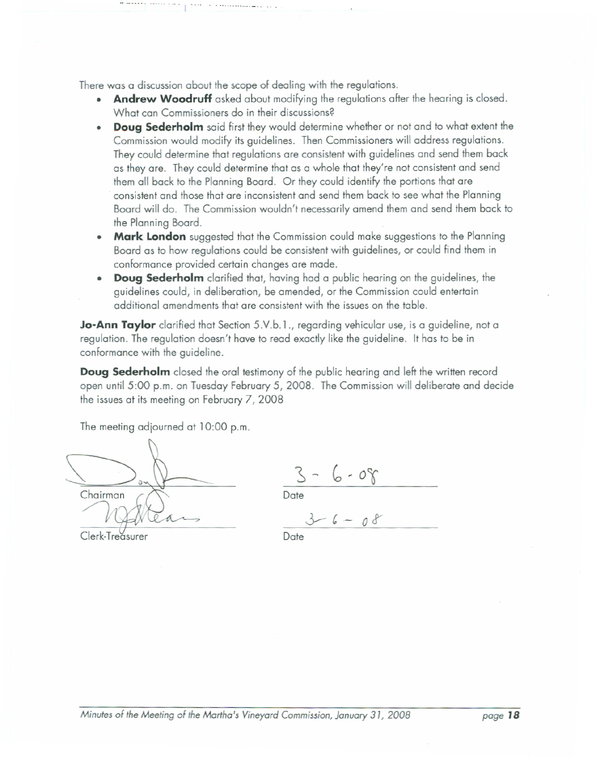There was a discussion about the scope of dealing with the regulations.

- **Andrew Woodruff** asked about modifying the regulations after the hearing is closed. What can Commissioners do in their discussions?
- **Doug Sederholm** said first they would determine whether or not and to what extent the Commission would modify its guidelines. Then Commissioners will address regulations. They could determine that regulations are consistent with guidelines and send them back as they are. They could determine that as a whole that they're not consistent and send them all back to the Planning Board. Or they could identify the portions that are consistent and those that are inconsistent and send them back to see what the Planning Board will do. The Commission wouldn't necessarily amend them and send them back to the Planning Board.
- **Mark London** suggested that the Commission could make suggestions to the Planning Board as to how regulations could be consistent with guidelines, or could find them in conformance provided certain changes are made.
- **Doug Sederholm** clarified that, having had a public hearing on the guidelines, the guidelines could, in deliberation, be amended, or the Commission could entertain additional amendments that are consistent with the issues on the table.

**Jo-Ann Taylor** clarified that Section 5.V.b.1., regarding vehicular use, is a guideline, not a regulation. The regulation doesn't have to read exactly like the guideline. It has to be in conformance with the guideline.

**Doug Sederholm** closed the oral testimony of the public hearing and left the written record open until 5:00 p.m. on Tuesday February 5, 2008. The Commission will deliberate and decide the issues at its meeting on February 7, 2008

The meeting adjourned at 10:00 p.m.

Chairman &nbsp;&nbsp;&nbsp;&nbsp;&nbsp;&nbsp;&nbsp;&nbsp; Date: 3-6-08

Clerk-Treasurer &nbsp;&nbsp;&nbsp;&nbsp;&nbsp;&nbsp;&nbsp;&nbsp; Date: 3-6-08

*Minutes of the Meeting of the Martha's Vineyard Commission, January 31, 2008*